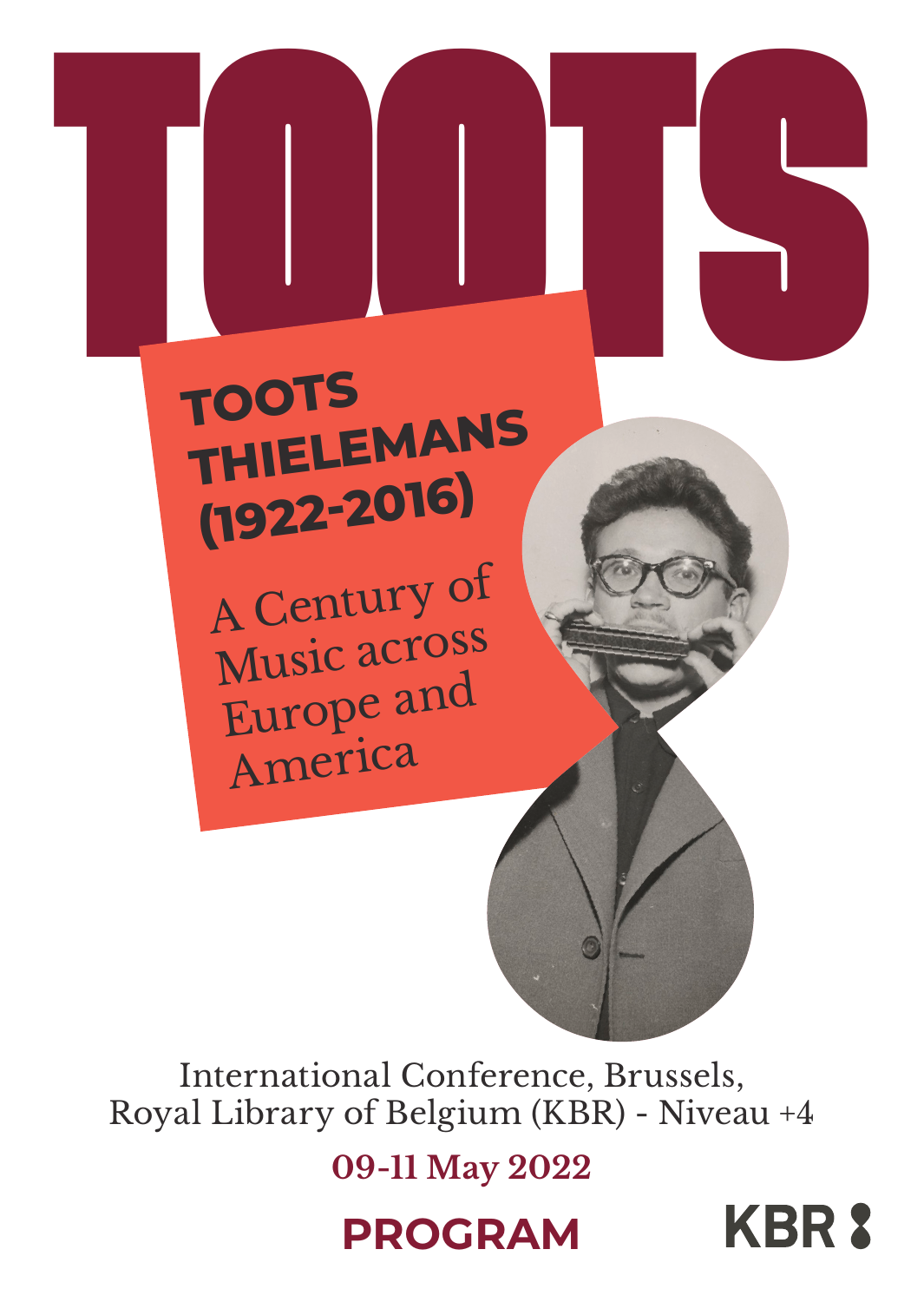# TOOTS

## TOOTS THIELEMANS (1922-2016)

A Century of Music across Europe and America

International Conference, Brussels,
Royal Library of Belgium (KBR) - Niveau +4

**09-11 May 2022**

**PROGRAM**

KBR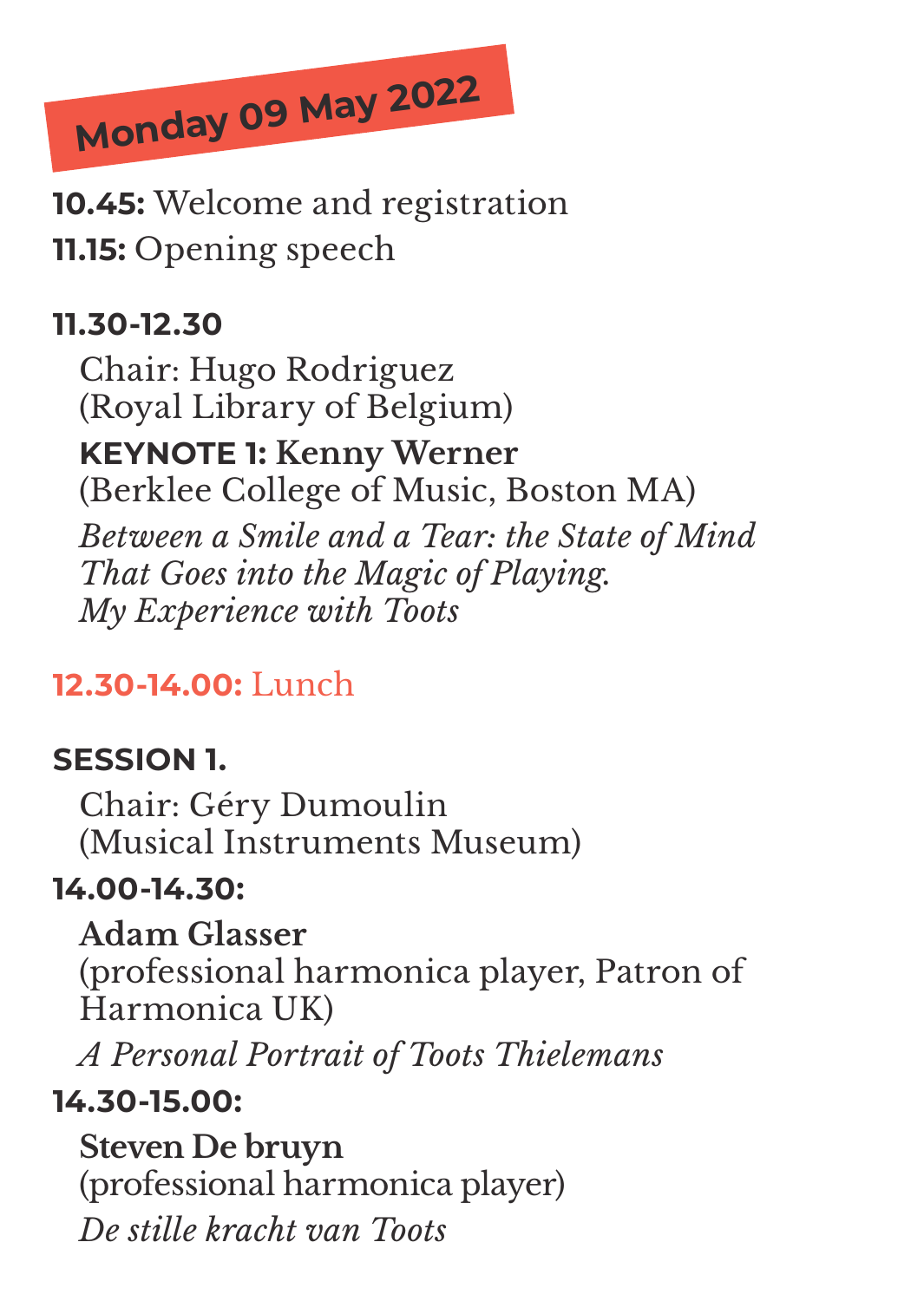## Monday 09 May 2022

**10.45:** Welcome and registration
**11.15:** Opening speech

**11.30-12.30**

Chair: Hugo Rodriguez
(Royal Library of Belgium)

**KEYNOTE 1: Kenny Werner**
(Berklee College of Music, Boston MA)
*Between a Smile and a Tear: the State of Mind That Goes into the Magic of Playing. My Experience with Toots*

**12.30-14.00:** Lunch

**SESSION 1.**

Chair: Géry Dumoulin
(Musical Instruments Museum)

**14.00-14.30:**

**Adam Glasser**
(professional harmonica player, Patron of Harmonica UK)
*A Personal Portrait of Toots Thielemans*

**14.30-15.00:**

**Steven De bruyn**
(professional harmonica player)
*De stille kracht van Toots*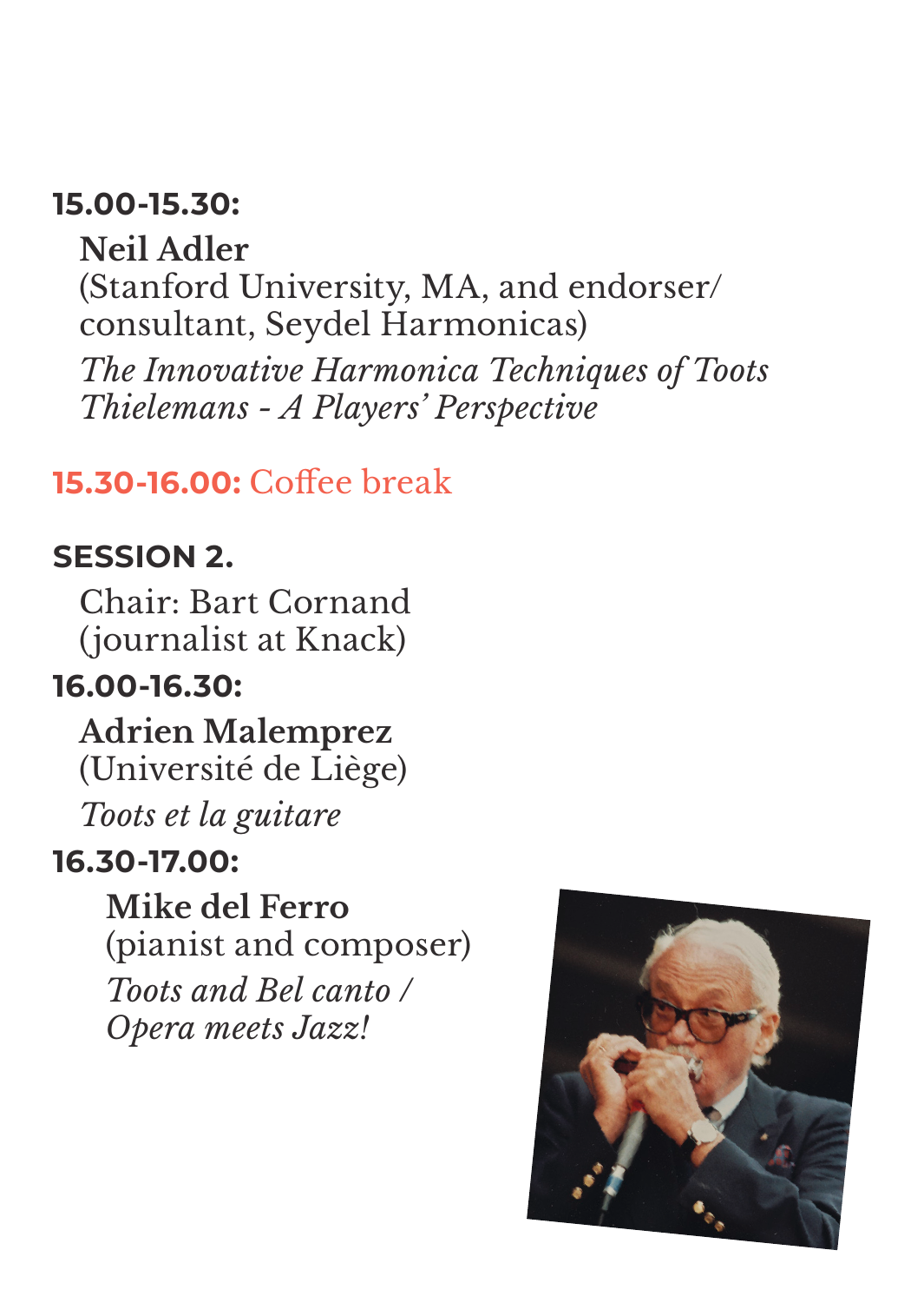**15.00-15.30:**

**Neil Adler**
(Stanford University, MA, and endorser/consultant, Seydel Harmonicas)
*The Innovative Harmonica Techniques of Toots Thielemans - A Players' Perspective*

**15.30-16.00:** Coffee break

## SESSION 2.

Chair: Bart Cornand (journalist at Knack)

**16.00-16.30:**

**Adrien Malemprez**
(Université de Liège)
*Toots et la guitare*

**16.30-17.00:**

**Mike del Ferro**
(pianist and composer)
*Toots and Bel canto / Opera meets Jazz!*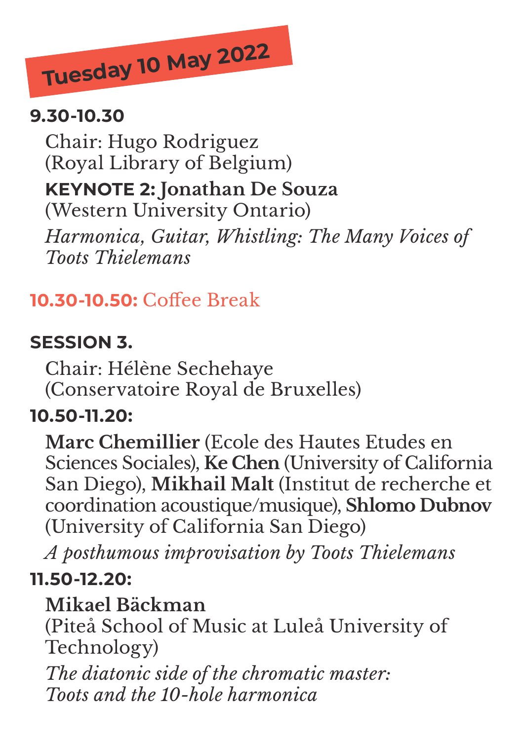## Tuesday 10 May 2022

**9.30-10.30**

Chair: Hugo Rodriguez
(Royal Library of Belgium)

**KEYNOTE 2: Jonathan De Souza**
(Western University Ontario)

*Harmonica, Guitar, Whistling: The Many Voices of Toots Thielemans*

**10.30-10.50:** Coffee Break

**SESSION 3.**

Chair: Hélène Sechehaye
(Conservatoire Royal de Bruxelles)

**10.50-11.20:**

**Marc Chemillier** (Ecole des Hautes Etudes en Sciences Sociales), **Ke Chen** (University of California San Diego), **Mikhail Malt** (Institut de recherche et coordination acoustique/musique), **Shlomo Dubnov** (University of California San Diego)

*A posthumous improvisation by Toots Thielemans*

**11.50-12.20:**

**Mikael Bäckman**
(Piteå School of Music at Luleå University of Technology)

*The diatonic side of the chromatic master: Toots and the 10-hole harmonica*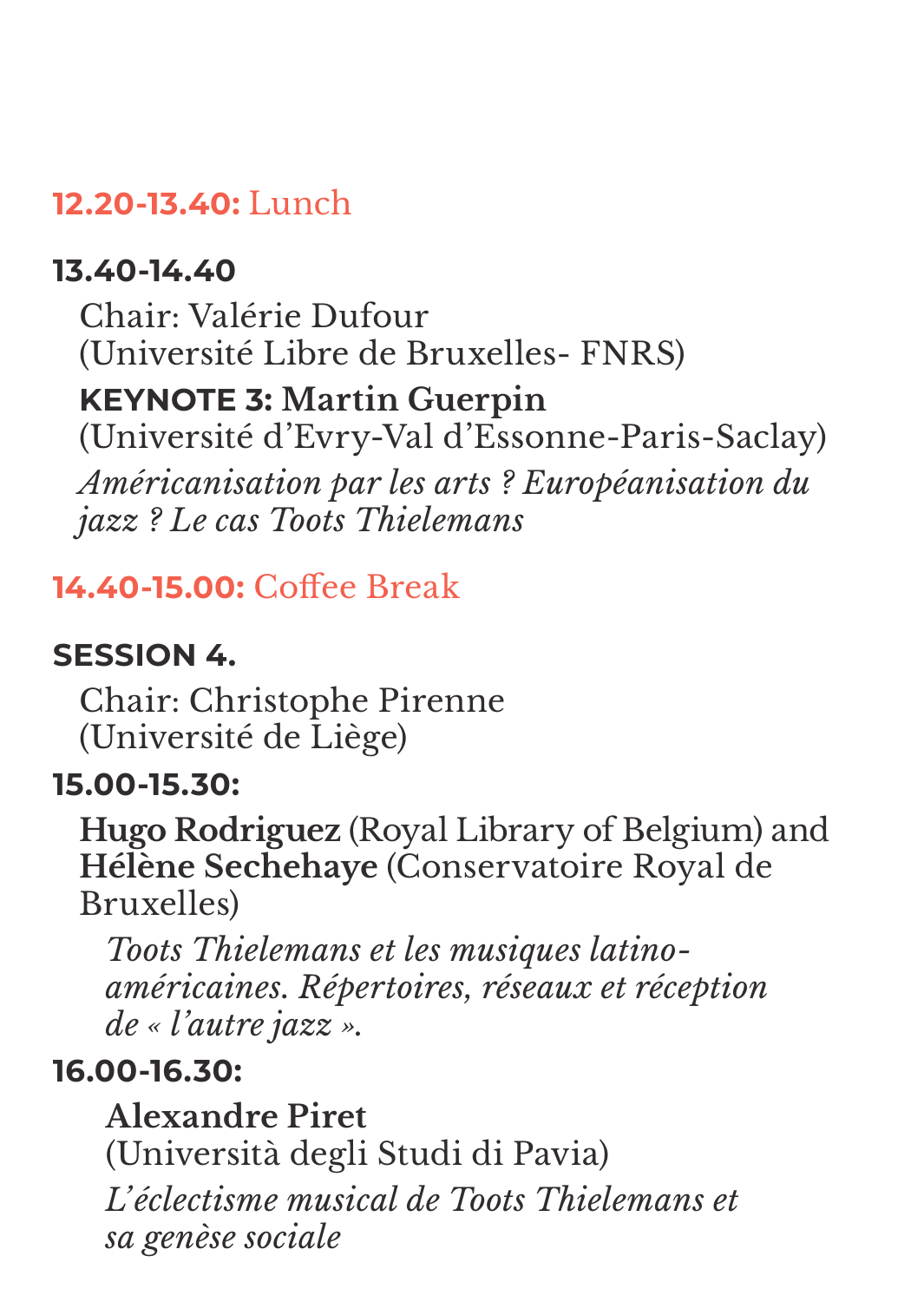**12.20-13.40:** Lunch

**13.40-14.40**

Chair: Valérie Dufour
(Université Libre de Bruxelles- FNRS)

**KEYNOTE 3: Martin Guerpin**
(Université d'Evry-Val d'Essonne-Paris-Saclay)

*Américanisation par les arts ? Européanisation du jazz ? Le cas Toots Thielemans*

**14.40-15.00:** Coffee Break

**SESSION 4.**

Chair: Christophe Pirenne
(Université de Liège)

**15.00-15.30:**

**Hugo Rodriguez** (Royal Library of Belgium) and **Hélène Sechehaye** (Conservatoire Royal de Bruxelles)

*Toots Thielemans et les musiques latino-américaines. Répertoires, réseaux et réception de « l'autre jazz ».*

**16.00-16.30:**

**Alexandre Piret**
(Università degli Studi di Pavia)

*L'éclectisme musical de Toots Thielemans et sa genèse sociale*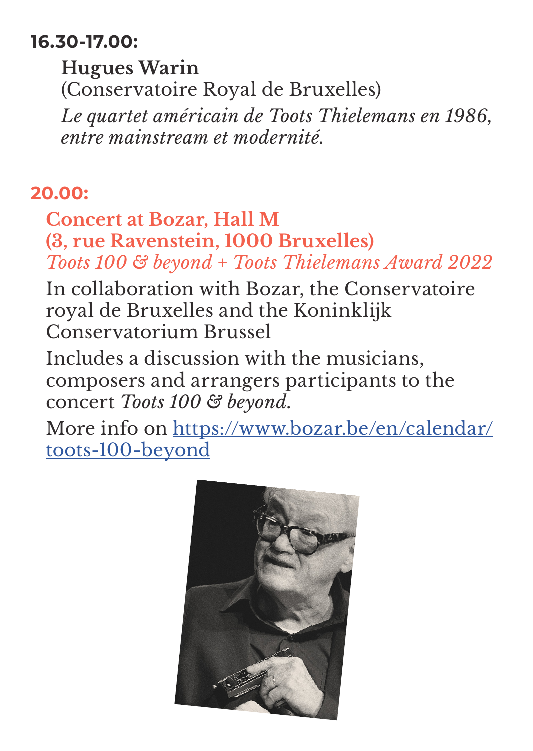**16.30-17.00:**

**Hugues Warin**
(Conservatoire Royal de Bruxelles)
*Le quartet américain de Toots Thielemans en 1986, entre mainstream et modernité.*

**20.00:**

**Concert at Bozar, Hall M**
**(3, rue Ravenstein, 1000 Bruxelles)**
*Toots 100 & beyond + Toots Thielemans Award 2022*

In collaboration with Bozar, the Conservatoire royal de Bruxelles and the Koninklijk Conservatorium Brussel

Includes a discussion with the musicians, composers and arrangers participants to the concert *Toots 100 & beyond.*

More info on [https://www.bozar.be/en/calendar/toots-100-beyond](https://www.bozar.be/en/calendar/toots-100-beyond)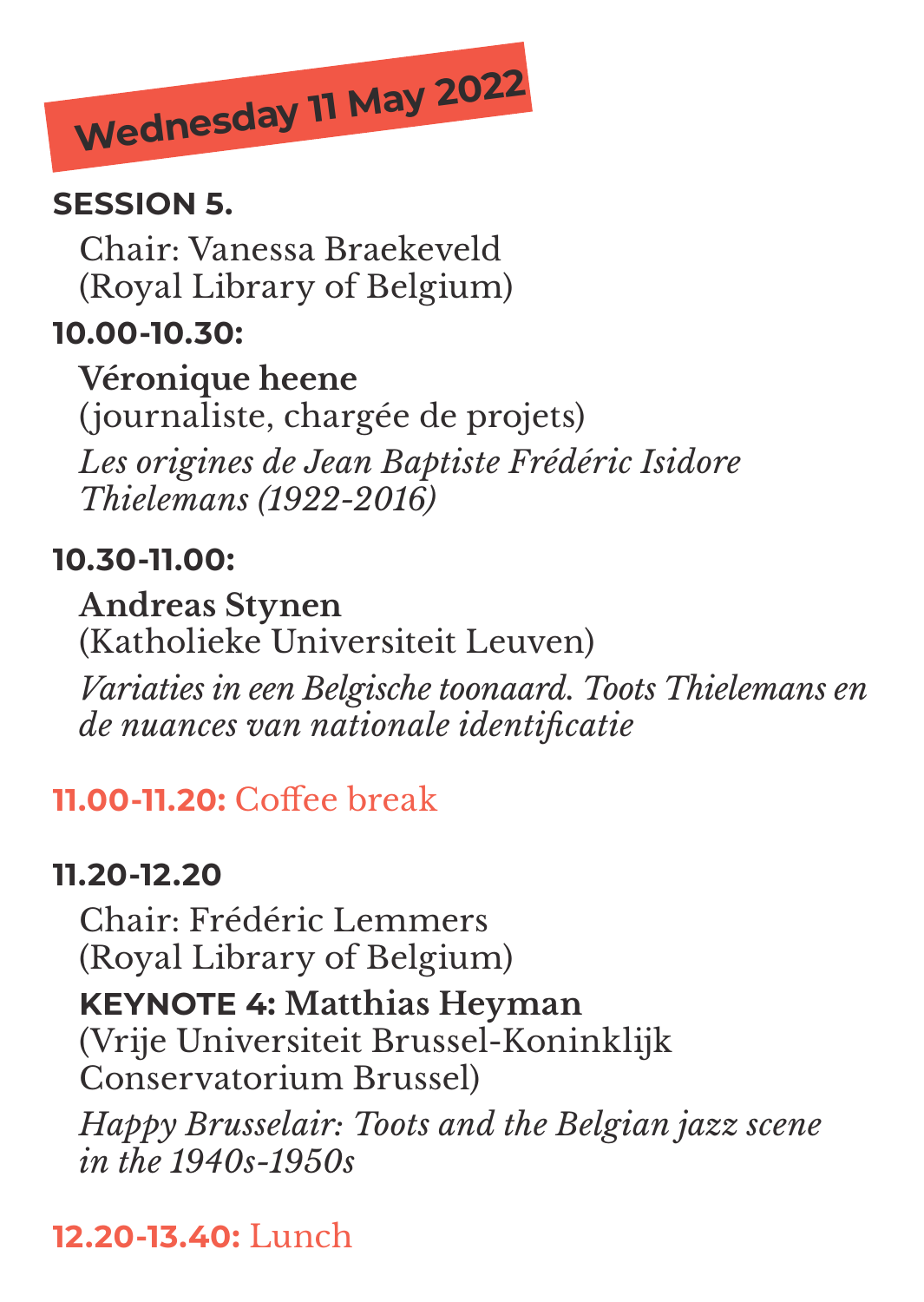# Wednesday 11 May 2022

**SESSION 5.**

Chair: Vanessa Braekeveld
(Royal Library of Belgium)

**10.00-10.30:**

**Véronique heene**
(journaliste, chargée de projets)
*Les origines de Jean Baptiste Frédéric Isidore Thielemans (1922-2016)*

**10.30-11.00:**

**Andreas Stynen**
(Katholieke Universiteit Leuven)
*Variaties in een Belgische toonaard. Toots Thielemans en de nuances van nationale identificatie*

**11.00-11.20:** Coffee break

**11.20-12.20**

Chair: Frédéric Lemmers
(Royal Library of Belgium)

**KEYNOTE 4: Matthias Heyman**
(Vrije Universiteit Brussel-Koninklijk Conservatorium Brussel)
*Happy Brusselair: Toots and the Belgian jazz scene in the 1940s-1950s*

**12.20-13.40:** Lunch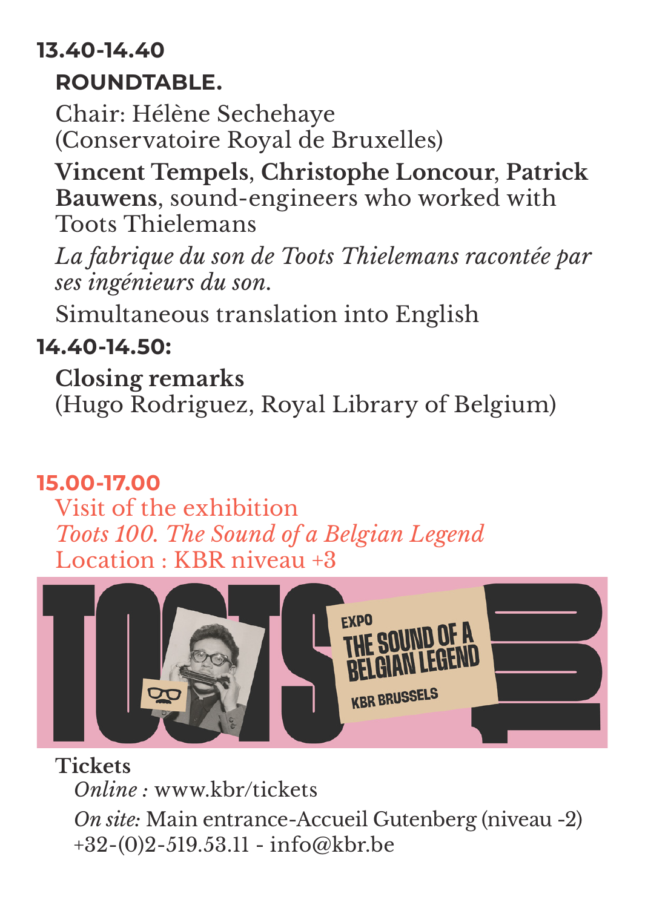**13.40-14.40**

**ROUNDTABLE.**

Chair: Hélène Sechehaye
(Conservatoire Royal de Bruxelles)

**Vincent Tempels**, **Christophe Loncour**, **Patrick Bauwens**, sound-engineers who worked with Toots Thielemans

*La fabrique du son de Toots Thielemans racontée par ses ingénieurs du son.*

Simultaneous translation into English

**14.40-14.50:**

**Closing remarks**
(Hugo Rodriguez, Royal Library of Belgium)

**15.00-17.00**

Visit of the exhibition
*Toots 100. The Sound of a Belgian Legend*
Location : KBR niveau +3

**Tickets**

*Online :* www.kbr/tickets

*On site:* Main entrance-Accueil Gutenberg (niveau -2)
+32-(0)2-519.53.11 - info@kbr.be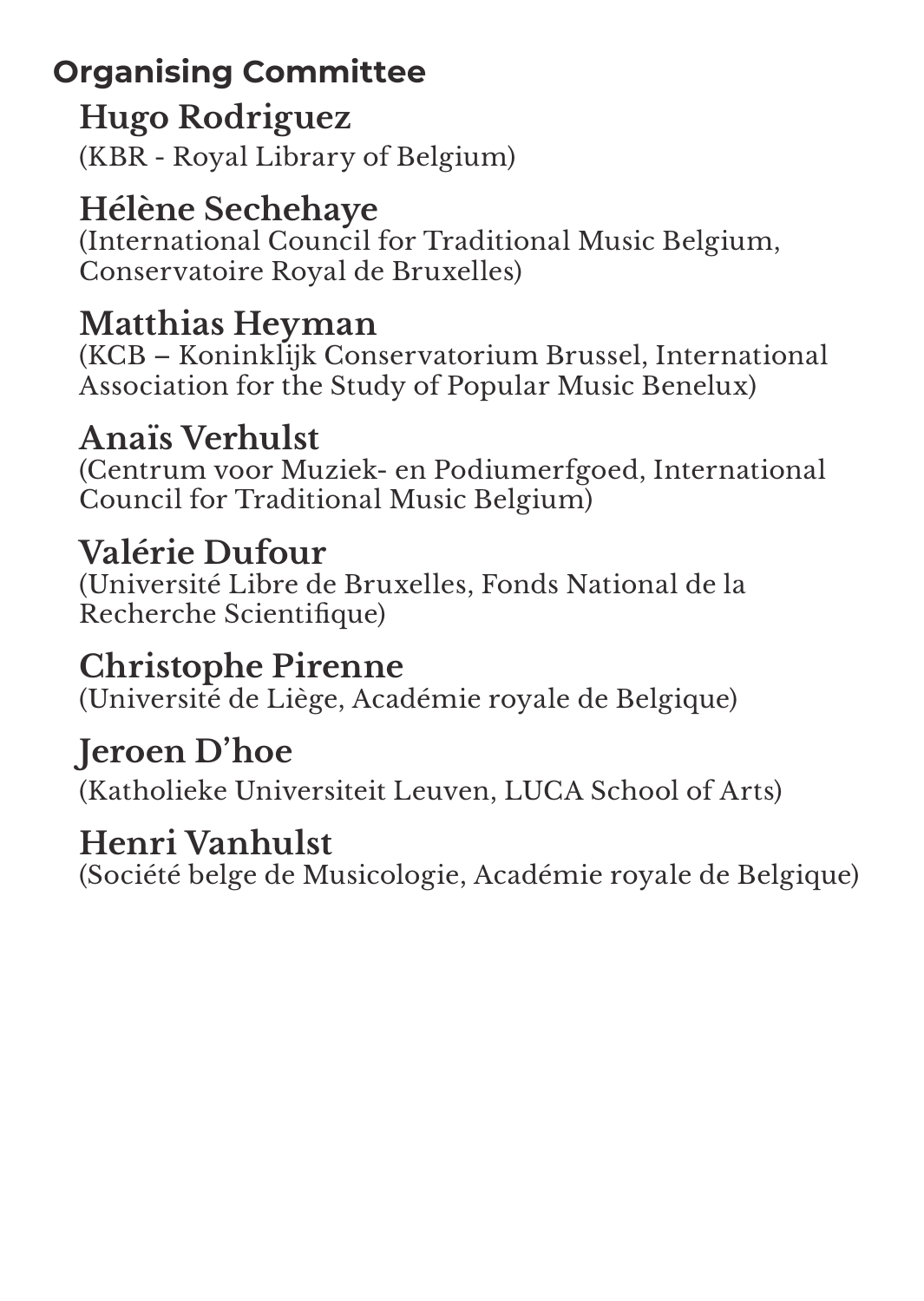## Organising Committee

**Hugo Rodriguez**
(KBR - Royal Library of Belgium)

**Hélène Sechehaye**
(International Council for Traditional Music Belgium, Conservatoire Royal de Bruxelles)

**Matthias Heyman**
(KCB – Koninklijk Conservatorium Brussel, International Association for the Study of Popular Music Benelux)

**Anaïs Verhulst**
(Centrum voor Muziek- en Podiumerfgoed, International Council for Traditional Music Belgium)

**Valérie Dufour**
(Université Libre de Bruxelles, Fonds National de la Recherche Scientifique)

**Christophe Pirenne**
(Université de Liège, Académie royale de Belgique)

**Jeroen D'hoe**
(Katholieke Universiteit Leuven, LUCA School of Arts)

**Henri Vanhulst**
(Société belge de Musicologie, Académie royale de Belgique)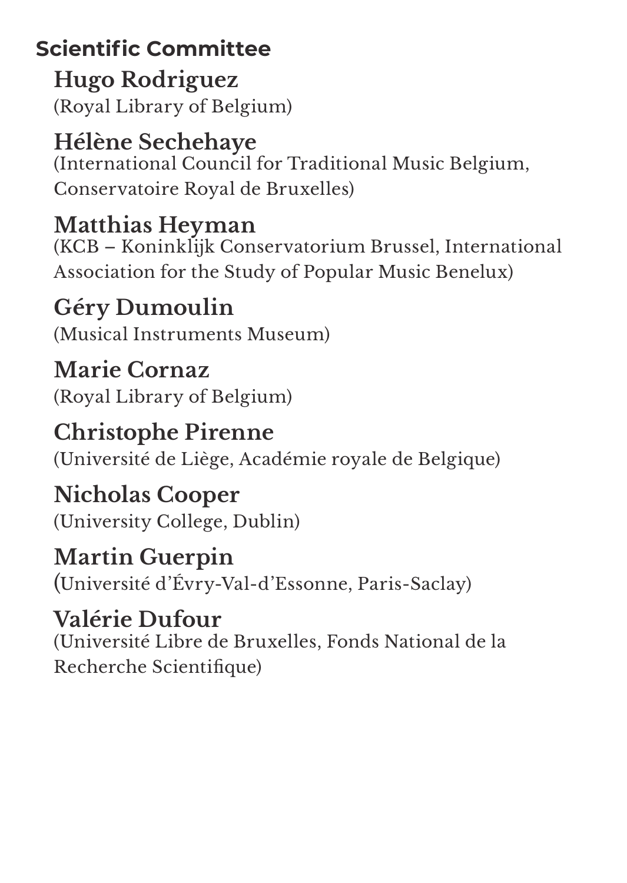## Scientific Committee

**Hugo Rodriguez**
(Royal Library of Belgium)

**Hélène Sechehaye**
(International Council for Traditional Music Belgium, Conservatoire Royal de Bruxelles)

**Matthias Heyman**
(KCB – Koninklijk Conservatorium Brussel, International Association for the Study of Popular Music Benelux)

**Géry Dumoulin**
(Musical Instruments Museum)

**Marie Cornaz**
(Royal Library of Belgium)

**Christophe Pirenne**
(Université de Liège, Académie royale de Belgique)

**Nicholas Cooper**
(University College, Dublin)

**Martin Guerpin**
(Université d'Évry-Val-d'Essonne, Paris-Saclay)

**Valérie Dufour**
(Université Libre de Bruxelles, Fonds National de la Recherche Scientifique)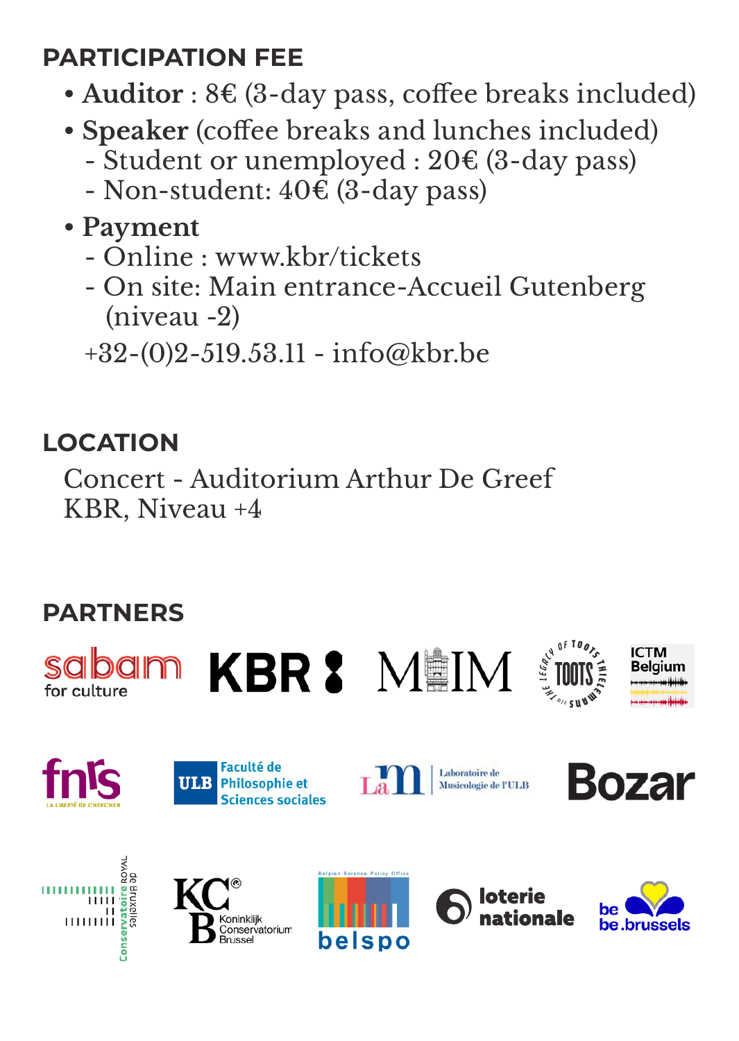## PARTICIPATION FEE

- **Auditor** : 8€ (3-day pass, coffee breaks included)
- **Speaker** (coffee breaks and lunches included)
  - Student or unemployed : 20€ (3-day pass)
  - Non-student: 40€ (3-day pass)
- **Payment**
  - Online : www.kbr/tickets
  - On site: Main entrance-Accueil Gutenberg (niveau -2)

  +32-(0)2-519.53.11 - info@kbr.be

## LOCATION

Concert - Auditorium Arthur De Greef
KBR, Niveau +4

## PARTNERS

sabam for culture
KBR
MIM
The Legacy of Toots Thielemans
ICTM Belgium
fnrs La liberté de chercher
ULB Faculté de Philosophie et Sciences sociales
LaM Laboratoire de Musicologie de l'ULB
Bozar
Conservatoire royal de Bruxelles
KCB Koninklijk Conservatorium Brussel
Belgian Science Policy Office belspo
loterie nationale
be.brussels